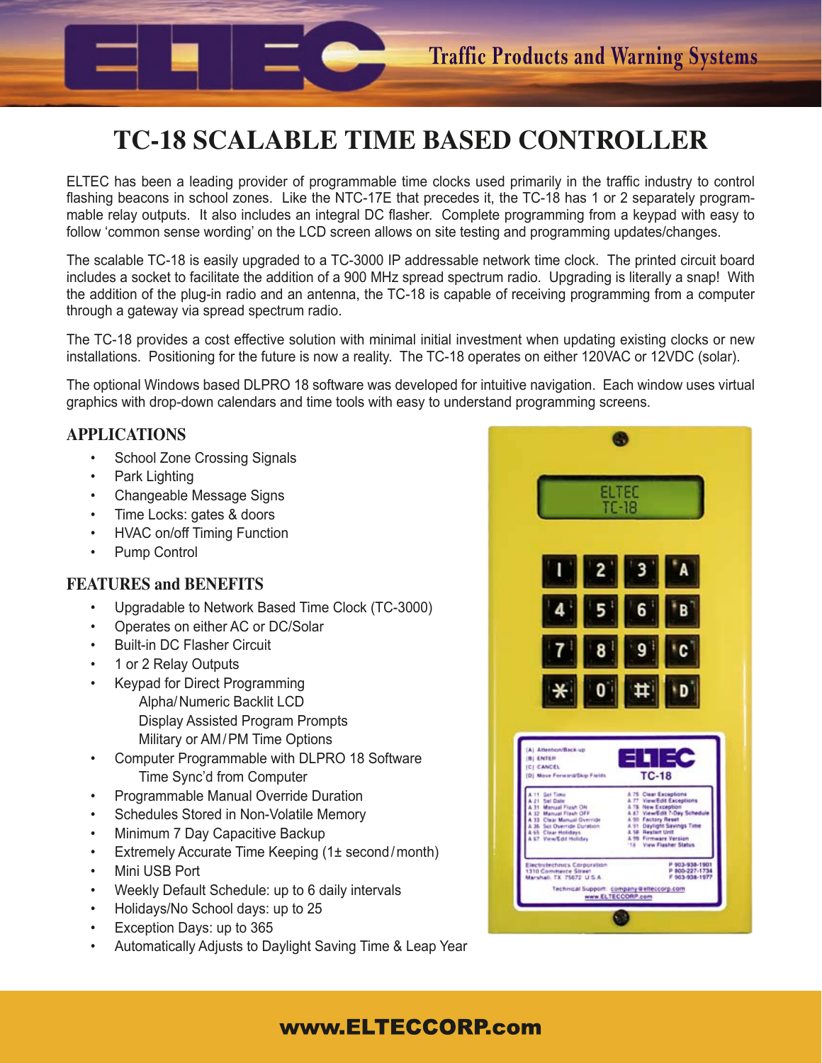Traffic Products and Warning Systems

# TC-18 SCALABLE TIME BASED CONTROLLER

ELTEC has been a leading provider of programmable time clocks used primarily in the traffic industry to control flashing beacons in school zones. Like the NTC-17E that precedes it, the TC-18 has 1 or 2 separately programmable relay outputs. It also includes an integral DC flasher. Complete programming from a keypad with easy to follow 'common sense wording' on the LCD screen allows on site testing and programming updates/changes.

The scalable TC-18 is easily upgraded to a TC-3000 IP addressable network time clock. The printed circuit board includes a socket to facilitate the addition of a 900 MHz spread spectrum radio. Upgrading is literally a snap! With the addition of the plug-in radio and an antenna, the TC-18 is capable of receiving programming from a computer through a gateway via spread spectrum radio.

The TC-18 provides a cost effective solution with minimal initial investment when updating existing clocks or new installations. Positioning for the future is now a reality. The TC-18 operates on either 120VAC or 12VDC (solar).

The optional Windows based DLPRO 18 software was developed for intuitive navigation. Each window uses virtual graphics with drop-down calendars and time tools with easy to understand programming screens.

## APPLICATIONS

- School Zone Crossing Signals
- Park Lighting
- Changeable Message Signs
- Time Locks: gates & doors
- HVAC on/off Timing Function
- Pump Control

## FEATURES and BENEFITS

- Upgradable to Network Based Time Clock (TC-3000)
- Operates on either AC or DC/Solar
- Built-in DC Flasher Circuit
- 1 or 2 Relay Outputs
- Keypad for Direct Programming
  - Alpha/Numeric Backlit LCD
  - Display Assisted Program Prompts
  - Military or AM/PM Time Options
- Computer Programmable with DLPRO 18 Software
  - Time Sync'd from Computer
- Programmable Manual Override Duration
- Schedules Stored in Non-Volatile Memory
- Minimum 7 Day Capacitive Backup
- Extremely Accurate Time Keeping (1± second/month)
- Mini USB Port
- Weekly Default Schedule: up to 6 daily intervals
- Holidays/No School days: up to 25
- Exception Days: up to 365
- Automatically Adjusts to Daylight Saving Time & Leap Year

www.ELTECCORP.com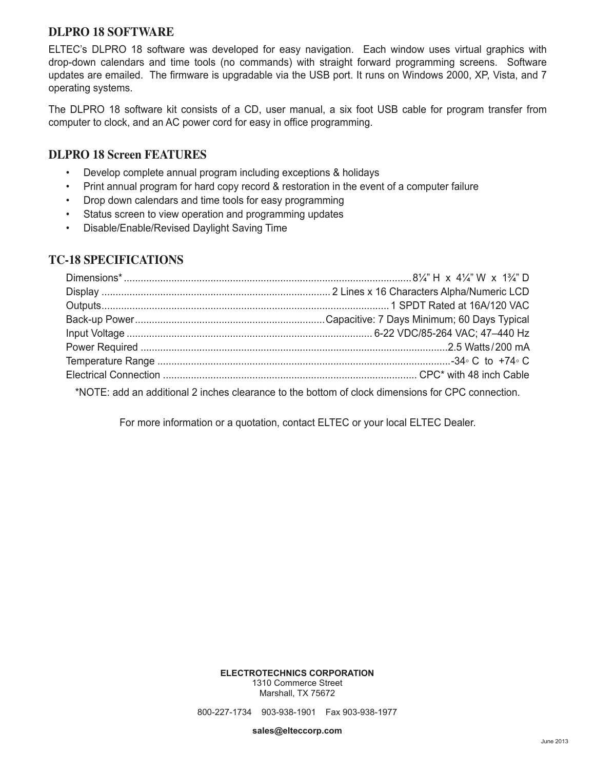## DLPRO 18 SOFTWARE

ELTEC's DLPRO 18 software was developed for easy navigation. Each window uses virtual graphics with drop-down calendars and time tools (no commands) with straight forward programming screens. Software updates are emailed. The firmware is upgradable via the USB port. It runs on Windows 2000, XP, Vista, and 7 operating systems.

The DLPRO 18 software kit consists of a CD, user manual, a six foot USB cable for program transfer from computer to clock, and an AC power cord for easy in office programming.

## DLPRO 18 Screen FEATURES

- Develop complete annual program including exceptions & holidays
- Print annual program for hard copy record & restoration in the event of a computer failure
- Drop down calendars and time tools for easy programming
- Status screen to view operation and programming updates
- Disable/Enable/Revised Daylight Saving Time

## TC-18 SPECIFICATIONS

| | |
|---|---|
| Dimensions* | 8¼" H x 4¼" W x 1¾" D |
| Display | 2 Lines x 16 Characters Alpha/Numeric LCD |
| Outputs | 1 SPDT Rated at 16A/120 VAC |
| Back-up Power | Capacitive: 7 Days Minimum; 60 Days Typical |
| Input Voltage | 6-22 VDC/85-264 VAC; 47–440 Hz |
| Power Required | 2.5 Watts / 200 mA |
| Temperature Range | -34◦ C to +74◦ C |
| Electrical Connection | CPC* with 48 inch Cable |

*NOTE: add an additional 2 inches clearance to the bottom of clock dimensions for CPC connection.

For more information or a quotation, contact ELTEC or your local ELTEC Dealer.

**ELECTROTECHNICS CORPORATION**
1310 Commerce Street
Marshall, TX 75672

800-227-1734    903-938-1901    Fax 903-938-1977

**sales@elteccorp.com**

June 2013